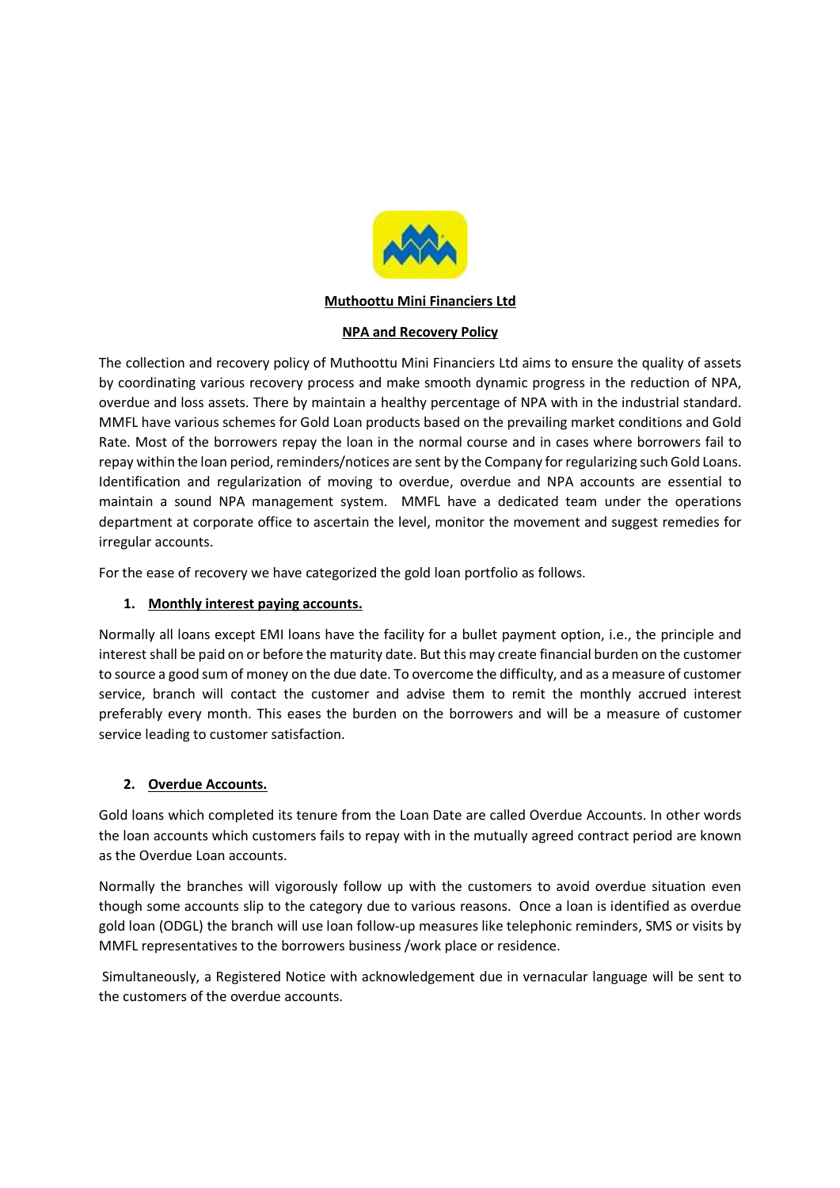**Muthoottu Mini Financiers Ltd**

**NPA and Recovery Policy**

The collection and recovery policy of Muthoottu Mini Financiers Ltd aims to ensure the quality of assets by coordinating various recovery process and make smooth dynamic progress in the reduction of NPA, overdue and loss assets. There by maintain a healthy percentage of NPA with in the industrial standard. MMFL have various schemes for Gold Loan products based on the prevailing market conditions and Gold Rate. Most of the borrowers repay the loan in the normal course and in cases where borrowers fail to repay within the loan period, reminders/notices are sent by the Company for regularizing such Gold Loans. Identification and regularization of moving to overdue, overdue and NPA accounts are essential to maintain a sound NPA management system. MMFL have a dedicated team under the operations department at corporate office to ascertain the level, monitor the movement and suggest remedies for irregular accounts.

For the ease of recovery we have categorized the gold loan portfolio as follows.

1. **Monthly interest paying accounts.**

Normally all loans except EMI loans have the facility for a bullet payment option, i.e., the principle and interest shall be paid on or before the maturity date. But this may create financial burden on the customer to source a good sum of money on the due date. To overcome the difficulty, and as a measure of customer service, branch will contact the customer and advise them to remit the monthly accrued interest preferably every month. This eases the burden on the borrowers and will be a measure of customer service leading to customer satisfaction.

2. **Overdue Accounts.**

Gold loans which completed its tenure from the Loan Date are called Overdue Accounts. In other words the loan accounts which customers fails to repay with in the mutually agreed contract period are known as the Overdue Loan accounts.

Normally the branches will vigorously follow up with the customers to avoid overdue situation even though some accounts slip to the category due to various reasons. Once a loan is identified as overdue gold loan (ODGL) the branch will use loan follow-up measures like telephonic reminders, SMS or visits by MMFL representatives to the borrowers business /work place or residence.

Simultaneously, a Registered Notice with acknowledgement due in vernacular language will be sent to the customers of the overdue accounts.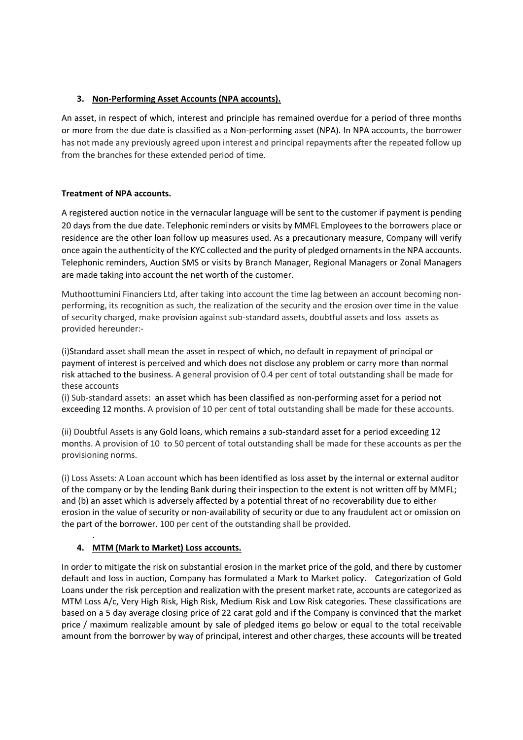### 3. Non-Performing Asset Accounts (NPA accounts).

An asset, in respect of which, interest and principle has remained overdue for a period of three months or more from the due date is classified as a Non-performing asset (NPA). In NPA accounts, the borrower has not made any previously agreed upon interest and principal repayments after the repeated follow up from the branches for these extended period of time.

**Treatment of NPA accounts.**

A registered auction notice in the vernacular language will be sent to the customer if payment is pending 20 days from the due date. Telephonic reminders or visits by MMFL Employees to the borrowers place or residence are the other loan follow up measures used. As a precautionary measure, Company will verify once again the authenticity of the KYC collected and the purity of pledged ornaments in the NPA accounts. Telephonic reminders, Auction SMS or visits by Branch Manager, Regional Managers or Zonal Managers are made taking into account the net worth of the customer.

Muthoottumini Financiers Ltd, after taking into account the time lag between an account becoming non-performing, its recognition as such, the realization of the security and the erosion over time in the value of security charged, make provision against sub-standard assets, doubtful assets and loss assets as provided hereunder:-

(i)Standard asset shall mean the asset in respect of which, no default in repayment of principal or payment of interest is perceived and which does not disclose any problem or carry more than normal risk attached to the business. A general provision of 0.4 per cent of total outstanding shall be made for these accounts

(i) Sub-standard assets: an asset which has been classified as non-performing asset for a period not exceeding 12 months. A provision of 10 per cent of total outstanding shall be made for these accounts.

(ii) Doubtful Assets is any Gold loans, which remains a sub-standard asset for a period exceeding 12 months. A provision of 10 to 50 percent of total outstanding shall be made for these accounts as per the provisioning norms.

(i) Loss Assets: A Loan account which has been identified as loss asset by the internal or external auditor of the company or by the lending Bank during their inspection to the extent is not written off by MMFL; and (b) an asset which is adversely affected by a potential threat of no recoverability due to either erosion in the value of security or non-availability of security or due to any fraudulent act or omission on the part of the borrower. 100 per cent of the outstanding shall be provided.

### 4. MTM (Mark to Market) Loss accounts.

In order to mitigate the risk on substantial erosion in the market price of the gold, and there by customer default and loss in auction, Company has formulated a Mark to Market policy. Categorization of Gold Loans under the risk perception and realization with the present market rate, accounts are categorized as MTM Loss A/c, Very High Risk, High Risk, Medium Risk and Low Risk categories. These classifications are based on a 5 day average closing price of 22 carat gold and if the Company is convinced that the market price / maximum realizable amount by sale of pledged items go below or equal to the total receivable amount from the borrower by way of principal, interest and other charges, these accounts will be treated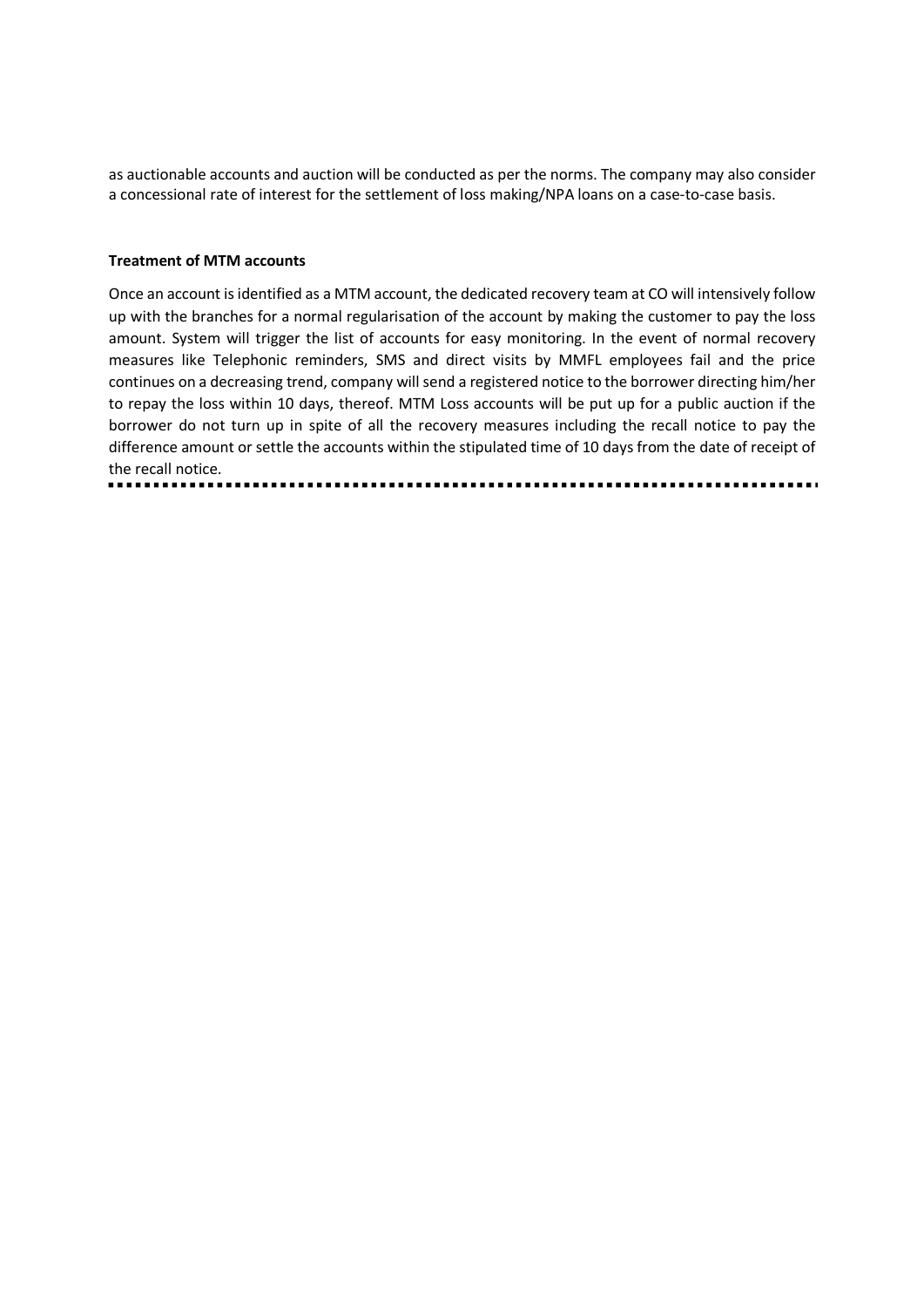as auctionable accounts and auction will be conducted as per the norms. The company may also consider a concessional rate of interest for the settlement of loss making/NPA loans on a case-to-case basis.

**Treatment of MTM accounts**

Once an account is identified as a MTM account, the dedicated recovery team at CO will intensively follow up with the branches for a normal regularisation of the account by making the customer to pay the loss amount. System will trigger the list of accounts for easy monitoring. In the event of normal recovery measures like Telephonic reminders, SMS and direct visits by MMFL employees fail and the price continues on a decreasing trend, company will send a registered notice to the borrower directing him/her to repay the loss within 10 days, thereof. MTM Loss accounts will be put up for a public auction if the borrower do not turn up in spite of all the recovery measures including the recall notice to pay the difference amount or settle the accounts within the stipulated time of 10 days from the date of receipt of the recall notice.